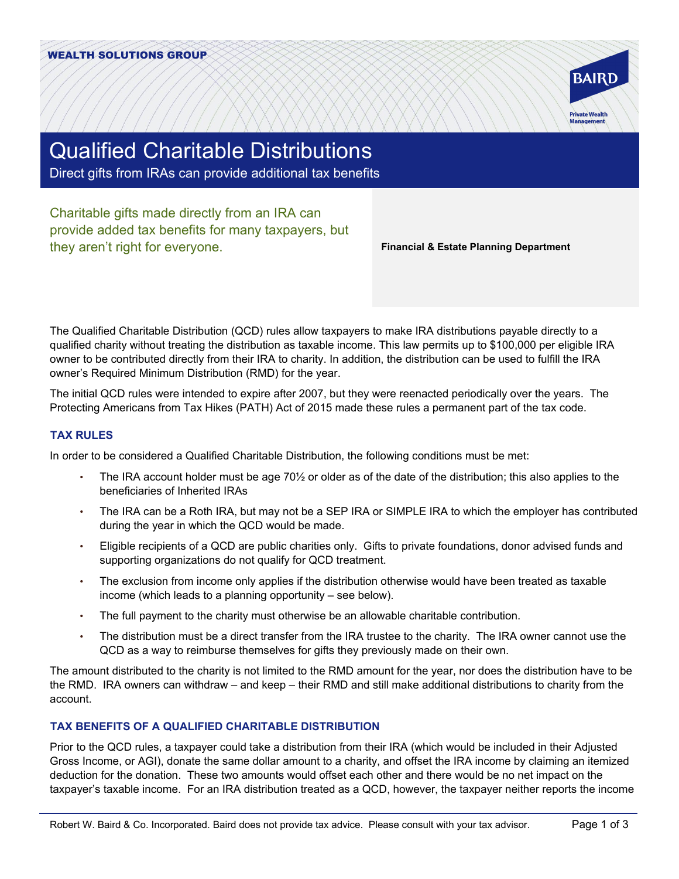WEALTH SOLUTIONS GROUP

# Qualified Charitable Distributions

Direct gifts from IRAs can provide additional tax benefits

Charitable gifts made directly from an IRA can provide added tax benefits for many taxpayers, but they aren't right for everyone.

**Financial & Estate Planning Department**

The Qualified Charitable Distribution (QCD) rules allow taxpayers to make IRA distributions payable directly to a qualified charity without treating the distribution as taxable income. This law permits up to $100,000 per eligible IRA owner to be contributed directly from their IRA to charity. In addition, the distribution can be used to fulfill the IRA owner's Required Minimum Distribution (RMD) for the year.

The initial QCD rules were intended to expire after 2007, but they were reenacted periodically over the years. The Protecting Americans from Tax Hikes (PATH) Act of 2015 made these rules a permanent part of the tax code.

## TAX RULES

In order to be considered a Qualified Charitable Distribution, the following conditions must be met:

- The IRA account holder must be age 70½ or older as of the date of the distribution; this also applies to the beneficiaries of Inherited IRAs
- The IRA can be a Roth IRA, but may not be a SEP IRA or SIMPLE IRA to which the employer has contributed during the year in which the QCD would be made.
- Eligible recipients of a QCD are public charities only. Gifts to private foundations, donor advised funds and supporting organizations do not qualify for QCD treatment.
- The exclusion from income only applies if the distribution otherwise would have been treated as taxable income (which leads to a planning opportunity – see below).
- The full payment to the charity must otherwise be an allowable charitable contribution.
- The distribution must be a direct transfer from the IRA trustee to the charity. The IRA owner cannot use the QCD as a way to reimburse themselves for gifts they previously made on their own.

The amount distributed to the charity is not limited to the RMD amount for the year, nor does the distribution have to be the RMD. IRA owners can withdraw – and keep – their RMD and still make additional distributions to charity from the account.

## TAX BENEFITS OF A QUALIFIED CHARITABLE DISTRIBUTION

Prior to the QCD rules, a taxpayer could take a distribution from their IRA (which would be included in their Adjusted Gross Income, or AGI), donate the same dollar amount to a charity, and offset the IRA income by claiming an itemized deduction for the donation. These two amounts would offset each other and there would be no net impact on the taxpayer's taxable income. For an IRA distribution treated as a QCD, however, the taxpayer neither reports the income

Robert W. Baird & Co. Incorporated. Baird does not provide tax advice. Please consult with your tax advisor.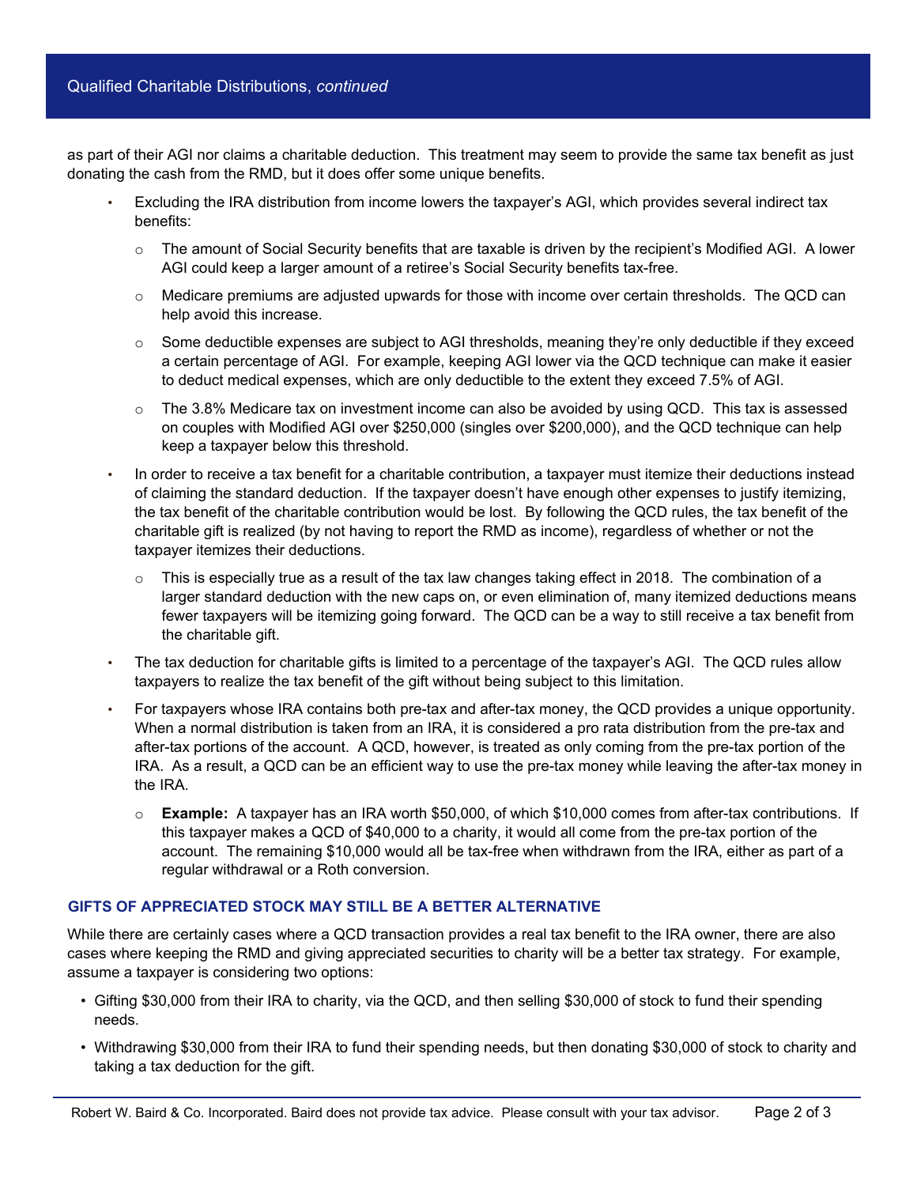as part of their AGI nor claims a charitable deduction. This treatment may seem to provide the same tax benefit as just donating the cash from the RMD, but it does offer some unique benefits.

- Excluding the IRA distribution from income lowers the taxpayer's AGI, which provides several indirect tax benefits:
  - The amount of Social Security benefits that are taxable is driven by the recipient's Modified AGI. A lower AGI could keep a larger amount of a retiree's Social Security benefits tax-free.
  - Medicare premiums are adjusted upwards for those with income over certain thresholds. The QCD can help avoid this increase.
  - Some deductible expenses are subject to AGI thresholds, meaning they're only deductible if they exceed a certain percentage of AGI. For example, keeping AGI lower via the QCD technique can make it easier to deduct medical expenses, which are only deductible to the extent they exceed 7.5% of AGI.
  - The 3.8% Medicare tax on investment income can also be avoided by using QCD. This tax is assessed on couples with Modified AGI over $250,000 (singles over $200,000), and the QCD technique can help keep a taxpayer below this threshold.
- In order to receive a tax benefit for a charitable contribution, a taxpayer must itemize their deductions instead of claiming the standard deduction. If the taxpayer doesn't have enough other expenses to justify itemizing, the tax benefit of the charitable contribution would be lost. By following the QCD rules, the tax benefit of the charitable gift is realized (by not having to report the RMD as income), regardless of whether or not the taxpayer itemizes their deductions.
  - This is especially true as a result of the tax law changes taking effect in 2018. The combination of a larger standard deduction with the new caps on, or even elimination of, many itemized deductions means fewer taxpayers will be itemizing going forward. The QCD can be a way to still receive a tax benefit from the charitable gift.
- The tax deduction for charitable gifts is limited to a percentage of the taxpayer's AGI. The QCD rules allow taxpayers to realize the tax benefit of the gift without being subject to this limitation.
- For taxpayers whose IRA contains both pre-tax and after-tax money, the QCD provides a unique opportunity. When a normal distribution is taken from an IRA, it is considered a pro rata distribution from the pre-tax and after-tax portions of the account. A QCD, however, is treated as only coming from the pre-tax portion of the IRA. As a result, a QCD can be an efficient way to use the pre-tax money while leaving the after-tax money in the IRA.
  - **Example:** A taxpayer has an IRA worth $50,000, of which $10,000 comes from after-tax contributions. If this taxpayer makes a QCD of $40,000 to a charity, it would all come from the pre-tax portion of the account. The remaining $10,000 would all be tax-free when withdrawn from the IRA, either as part of a regular withdrawal or a Roth conversion.

### GIFTS OF APPRECIATED STOCK MAY STILL BE A BETTER ALTERNATIVE

While there are certainly cases where a QCD transaction provides a real tax benefit to the IRA owner, there are also cases where keeping the RMD and giving appreciated securities to charity will be a better tax strategy. For example, assume a taxpayer is considering two options:

- Gifting $30,000 from their IRA to charity, via the QCD, and then selling $30,000 of stock to fund their spending needs.
- Withdrawing $30,000 from their IRA to fund their spending needs, but then donating $30,000 of stock to charity and taking a tax deduction for the gift.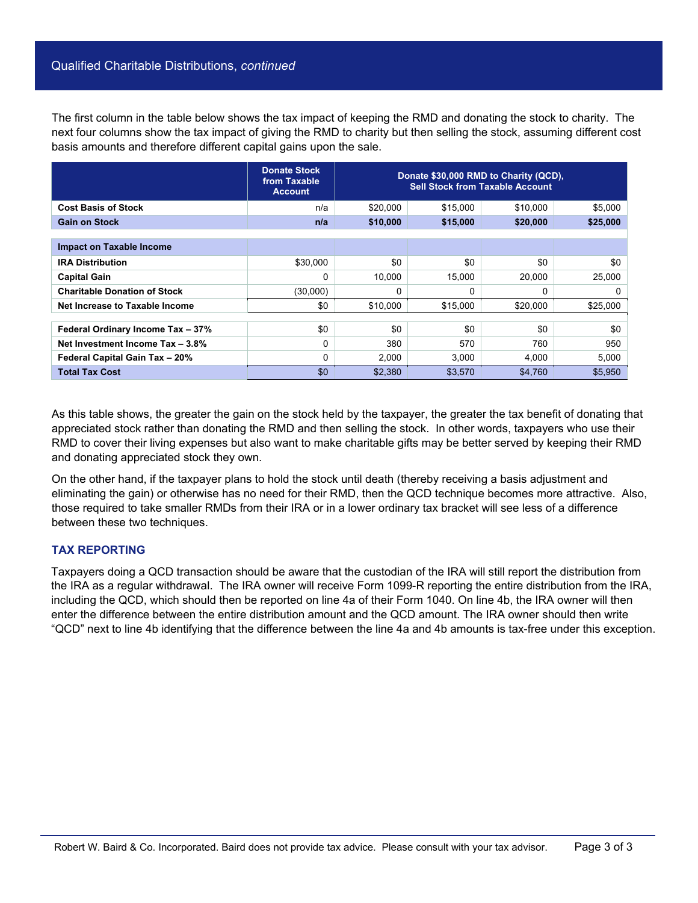## Qualified Charitable Distributions, *continued*

The first column in the table below shows the tax impact of keeping the RMD and donating the stock to charity. The next four columns show the tax impact of giving the RMD to charity but then selling the stock, assuming different cost basis amounts and therefore different capital gains upon the sale.

| | Donate Stock from Taxable Account | Donate $30,000 RMD to Charity (QCD), Sell Stock from Taxable Account | | | |
|---|---|---|---|---|---|
| **Cost Basis of Stock** | n/a | $20,000 | $15,000 | $10,000 | $5,000 |
| **Gain on Stock** | **n/a** | **$10,000** | **$15,000** | **$20,000** | **$25,000** |
| | | | | | |
| **Impact on Taxable Income** | | | | | |
| **IRA Distribution** | $30,000 | $0 | $0 | $0 | $0 |
| **Capital Gain** | 0 | 10,000 | 15,000 | 20,000 | 25,000 |
| **Charitable Donation of Stock** | (30,000) | 0 | 0 | 0 | 0 |
| **Net Increase to Taxable Income** | $0 | $10,000 | $15,000 | $20,000 | $25,000 |
| | | | | | |
| **Federal Ordinary Income Tax – 37%** | $0 | $0 | $0 | $0 | $0 |
| **Net Investment Income Tax – 3.8%** | 0 | 380 | 570 | 760 | 950 |
| **Federal Capital Gain Tax – 20%** | 0 | 2,000 | 3,000 | 4,000 | 5,000 |
| **Total Tax Cost** | $0 | $2,380 | $3,570 | $4,760 | $5,950 |

As this table shows, the greater the gain on the stock held by the taxpayer, the greater the tax benefit of donating that appreciated stock rather than donating the RMD and then selling the stock. In other words, taxpayers who use their RMD to cover their living expenses but also want to make charitable gifts may be better served by keeping their RMD and donating appreciated stock they own.

On the other hand, if the taxpayer plans to hold the stock until death (thereby receiving a basis adjustment and eliminating the gain) or otherwise has no need for their RMD, then the QCD technique becomes more attractive. Also, those required to take smaller RMDs from their IRA or in a lower ordinary tax bracket will see less of a difference between these two techniques.

### TAX REPORTING

Taxpayers doing a QCD transaction should be aware that the custodian of the IRA will still report the distribution from the IRA as a regular withdrawal. The IRA owner will receive Form 1099-R reporting the entire distribution from the IRA, including the QCD, which should then be reported on line 4a of their Form 1040. On line 4b, the IRA owner will then enter the difference between the entire distribution amount and the QCD amount. The IRA owner should then write "QCD" next to line 4b identifying that the difference between the line 4a and 4b amounts is tax-free under this exception.

Robert W. Baird & Co. Incorporated. Baird does not provide tax advice. Please consult with your tax advisor.